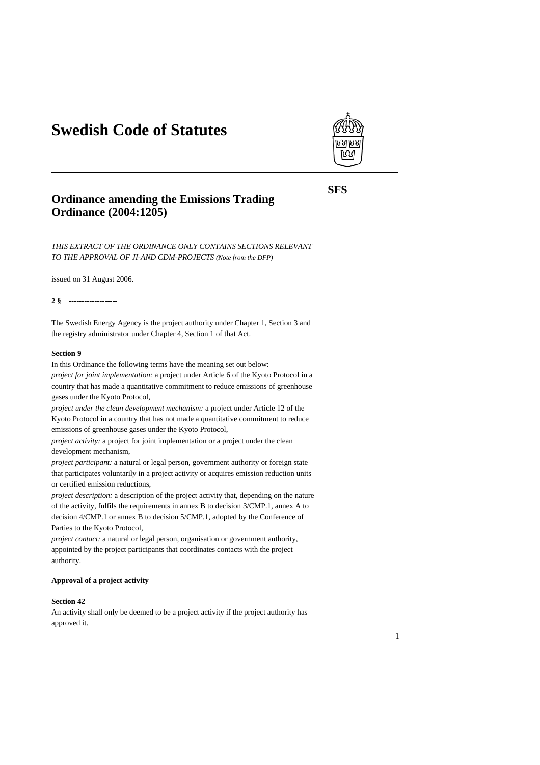# Swedish Code of Statutes

SFS

## Ordinance amending the Emissions Trading Ordinance (2004:1205)

*THIS EXTRACT OF THE ORDINANCE ONLY CONTAINS SECTIONS RELEVANT TO THE APPROVAL OF JI-AND CDM-PROJECTS (Note from the DFP)*

issued on 31 August 2006.

**2 §** -------------------

The Swedish Energy Agency is the project authority under Chapter 1, Section 3 and the registry administrator under Chapter 4, Section 1 of that Act.

**Section 9**

In this Ordinance the following terms have the meaning set out below:

*project for joint implementation:* a project under Article 6 of the Kyoto Protocol in a country that has made a quantitative commitment to reduce emissions of greenhouse gases under the Kyoto Protocol,

*project under the clean development mechanism:* a project under Article 12 of the Kyoto Protocol in a country that has not made a quantitative commitment to reduce emissions of greenhouse gases under the Kyoto Protocol,

*project activity:* a project for joint implementation or a project under the clean development mechanism,

*project participant:* a natural or legal person, government authority or foreign state that participates voluntarily in a project activity or acquires emission reduction units or certified emission reductions,

*project description:* a description of the project activity that, depending on the nature of the activity, fulfils the requirements in annex B to decision 3/CMP.1, annex A to decision 4/CMP.1 or annex B to decision 5/CMP.1, adopted by the Conference of Parties to the Kyoto Protocol,

*project contact:* a natural or legal person, organisation or government authority, appointed by the project participants that coordinates contacts with the project authority.

**Approval of a project activity**

**Section 42**

An activity shall only be deemed to be a project activity if the project authority has approved it.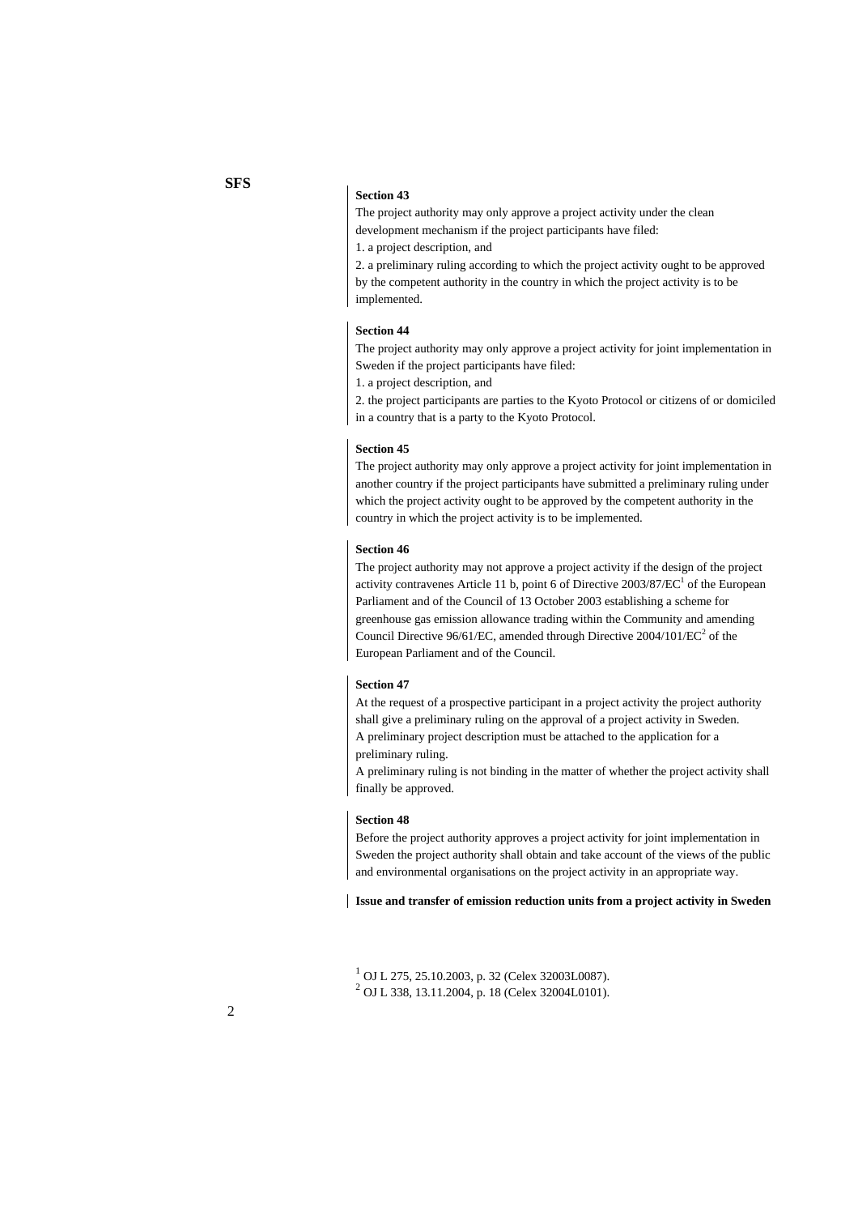**Section 43**

The project authority may only approve a project activity under the clean development mechanism if the project participants have filed:

1. a project description, and
2. a preliminary ruling according to which the project activity ought to be approved by the competent authority in the country in which the project activity is to be implemented.

**Section 44**

The project authority may only approve a project activity for joint implementation in Sweden if the project participants have filed:

1. a project description, and
2. the project participants are parties to the Kyoto Protocol or citizens of or domiciled in a country that is a party to the Kyoto Protocol.

**Section 45**

The project authority may only approve a project activity for joint implementation in another country if the project participants have submitted a preliminary ruling under which the project activity ought to be approved by the competent authority in the country in which the project activity is to be implemented.

**Section 46**

The project authority may not approve a project activity if the design of the project activity contravenes Article 11 b, point 6 of Directive 2003/87/EC[1] of the European Parliament and of the Council of 13 October 2003 establishing a scheme for greenhouse gas emission allowance trading within the Community and amending Council Directive 96/61/EC, amended through Directive 2004/101/EC[2] of the European Parliament and of the Council.

**Section 47**

At the request of a prospective participant in a project activity the project authority shall give a preliminary ruling on the approval of a project activity in Sweden.

A preliminary project description must be attached to the application for a preliminary ruling.

A preliminary ruling is not binding in the matter of whether the project activity shall finally be approved.

**Section 48**

Before the project authority approves a project activity for joint implementation in Sweden the project authority shall obtain and take account of the views of the public and environmental organisations on the project activity in an appropriate way.

**Issue and transfer of emission reduction units from a project activity in Sweden**

[1] OJ L 275, 25.10.2003, p. 32 (Celex 32003L0087).
[2] OJ L 338, 13.11.2004, p. 18 (Celex 32004L0101).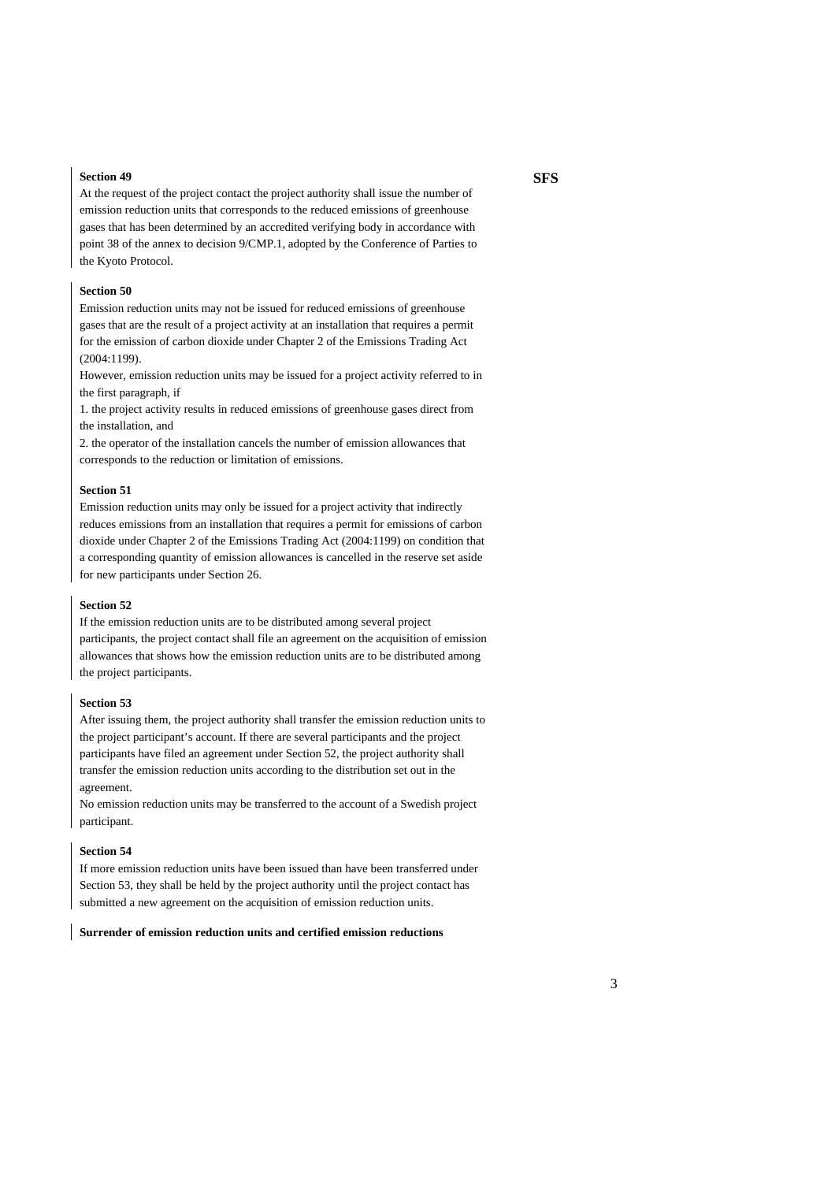**Section 49**

At the request of the project contact the project authority shall issue the number of emission reduction units that corresponds to the reduced emissions of greenhouse gases that has been determined by an accredited verifying body in accordance with point 38 of the annex to decision 9/CMP.1, adopted by the Conference of Parties to the Kyoto Protocol.

**Section 50**

Emission reduction units may not be issued for reduced emissions of greenhouse gases that are the result of a project activity at an installation that requires a permit for the emission of carbon dioxide under Chapter 2 of the Emissions Trading Act (2004:1199).

However, emission reduction units may be issued for a project activity referred to in the first paragraph, if

1. the project activity results in reduced emissions of greenhouse gases direct from the installation, and
2. the operator of the installation cancels the number of emission allowances that corresponds to the reduction or limitation of emissions.

**Section 51**

Emission reduction units may only be issued for a project activity that indirectly reduces emissions from an installation that requires a permit for emissions of carbon dioxide under Chapter 2 of the Emissions Trading Act (2004:1199) on condition that a corresponding quantity of emission allowances is cancelled in the reserve set aside for new participants under Section 26.

**Section 52**

If the emission reduction units are to be distributed among several project participants, the project contact shall file an agreement on the acquisition of emission allowances that shows how the emission reduction units are to be distributed among the project participants.

**Section 53**

After issuing them, the project authority shall transfer the emission reduction units to the project participant's account. If there are several participants and the project participants have filed an agreement under Section 52, the project authority shall transfer the emission reduction units according to the distribution set out in the agreement.

No emission reduction units may be transferred to the account of a Swedish project participant.

**Section 54**

If more emission reduction units have been issued than have been transferred under Section 53, they shall be held by the project authority until the project contact has submitted a new agreement on the acquisition of emission reduction units.

**Surrender of emission reduction units and certified emission reductions**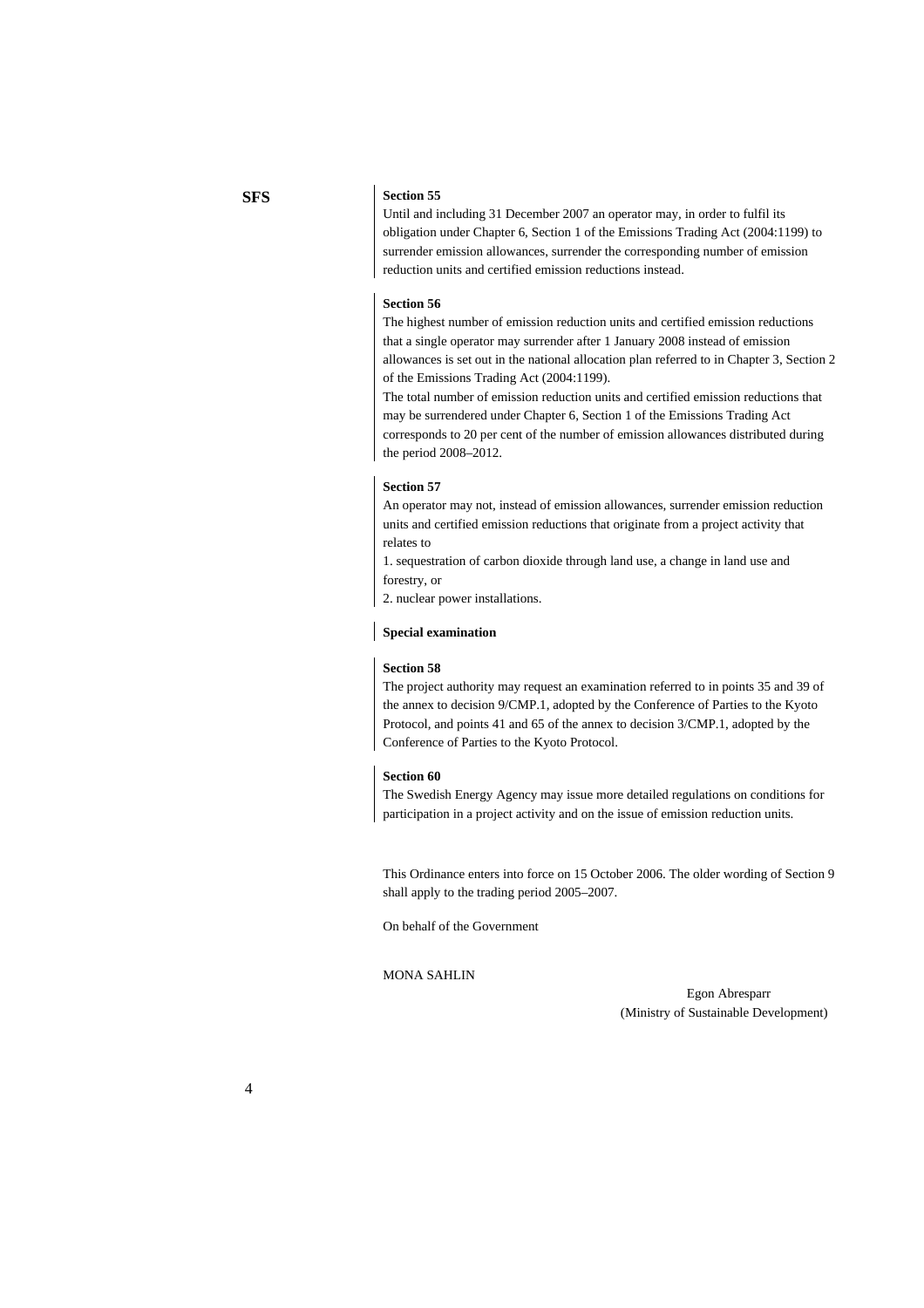**Section 55**

Until and including 31 December 2007 an operator may, in order to fulfil its obligation under Chapter 6, Section 1 of the Emissions Trading Act (2004:1199) to surrender emission allowances, surrender the corresponding number of emission reduction units and certified emission reductions instead.

**Section 56**

The highest number of emission reduction units and certified emission reductions that a single operator may surrender after 1 January 2008 instead of emission allowances is set out in the national allocation plan referred to in Chapter 3, Section 2 of the Emissions Trading Act (2004:1199).

The total number of emission reduction units and certified emission reductions that may be surrendered under Chapter 6, Section 1 of the Emissions Trading Act corresponds to 20 per cent of the number of emission allowances distributed during the period 2008–2012.

**Section 57**

An operator may not, instead of emission allowances, surrender emission reduction units and certified emission reductions that originate from a project activity that relates to

1. sequestration of carbon dioxide through land use, a change in land use and forestry, or
2. nuclear power installations.

**Special examination**

**Section 58**

The project authority may request an examination referred to in points 35 and 39 of the annex to decision 9/CMP.1, adopted by the Conference of Parties to the Kyoto Protocol, and points 41 and 65 of the annex to decision 3/CMP.1, adopted by the Conference of Parties to the Kyoto Protocol.

**Section 60**

The Swedish Energy Agency may issue more detailed regulations on conditions for participation in a project activity and on the issue of emission reduction units.

This Ordinance enters into force on 15 October 2006. The older wording of Section 9 shall apply to the trading period 2005–2007.

On behalf of the Government

MONA SAHLIN

Egon Abresparr
(Ministry of Sustainable Development)